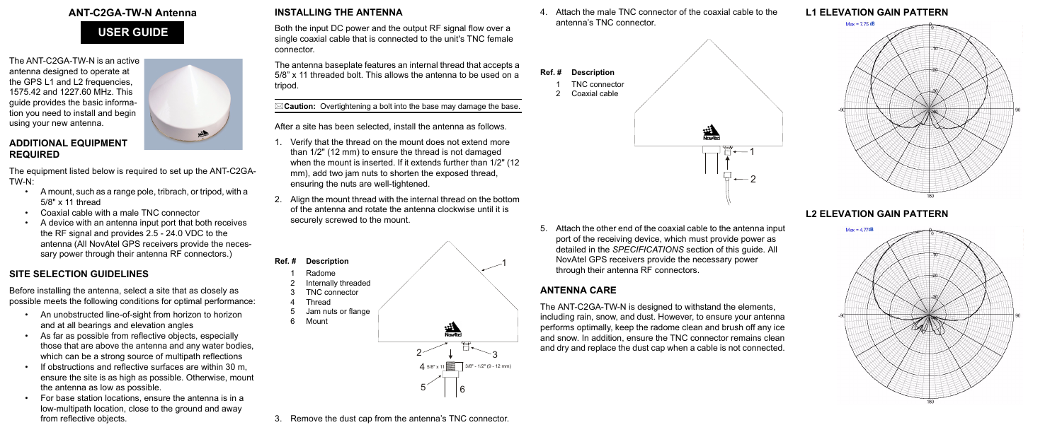## ANT-C2GA-TW-N Antenna

# USER GUIDE

The ANT-C2GA-TW-N is an active antenna designed to operate at the GPS L1 and L2 frequencies, 1575.42 and 1227.60 MHz. This guide provides the basic information you need to install and begin using your new antenna.

## ADDITIONAL EQUIPMENT REQUIRED

The equipment listed below is required to set up the ANT-C2GA-TW-N:

- A mount, such as a range pole, tribrach, or tripod, with a 5/8" x 11 thread
- Coaxial cable with a male TNC connector
- A device with an antenna input port that both receives the RF signal and provides 2.5 - 24.0 VDC to the antenna (All NovAtel GPS receivers provide the necessary power through their antenna RF connectors.)

## SITE SELECTION GUIDELINES

Before installing the antenna, select a site that as closely as possible meets the following conditions for optimal performance:

- An unobstructed line-of-sight from horizon to horizon and at all bearings and elevation angles
- As far as possible from reflective objects, especially those that are above the antenna and any water bodies, which can be a strong source of multipath reflections
- If obstructions and reflective surfaces are within 30 m, ensure the site is as high as possible. Otherwise, mount the antenna as low as possible.
- For base station locations, ensure the antenna is in a low-multipath location, close to the ground and away from reflective objects.

## INSTALLING THE ANTENNA

Both the input DC power and the output RF signal flow over a single coaxial cable that is connected to the unit's TNC female connector.

The antenna baseplate features an internal thread that accepts a 5/8" x 11 threaded bolt. This allows the antenna to be used on a tripod.

**Caution:** Overtightening a bolt into the base may damage the base.

After a site has been selected, install the antenna as follows.

1. Verify that the thread on the mount does not extend more than 1/2" (12 mm) to ensure the thread is not damaged when the mount is inserted. If it extends further than 1/2" (12 mm), add two jam nuts to shorten the exposed thread, ensuring the nuts are well-tightened.
2. Align the mount thread with the internal thread on the bottom of the antenna and rotate the antenna clockwise until it is securely screwed to the mount.

| Ref. # | Description |
| --- | --- |
| 1 | Radome |
| 2 | Internally threaded |
| 3 | TNC connector |
| 4 | Thread |
| 5 | Jam nuts or flange |
| 6 | Mount |

5/8" x 11 — 3/8" - 1/2" (9 - 12 mm)

3. Remove the dust cap from the antenna's TNC connector.
4. Attach the male TNC connector of the coaxial cable to the antenna's TNC connector.

| Ref. # | Description |
| --- | --- |
| 1 | TNC connector |
| 2 | Coaxial cable |

5. Attach the other end of the coaxial cable to the antenna input port of the receiving device, which must provide power as detailed in the *SPECIFICATIONS* section of this guide. All NovAtel GPS receivers provide the necessary power through their antenna RF connectors.

## ANTENNA CARE

The ANT-C2GA-TW-N is designed to withstand the elements, including rain, snow, and dust. However, to ensure your antenna performs optimally, keep the radome clean and brush off any ice and snow. In addition, ensure the TNC connector remains clean and dry and replace the dust cap when a cable is not connected.

## L1 ELEVATION GAIN PATTERN

Max = 7.75 dB

## L2 ELEVATION GAIN PATTERN

Max = 4.77dB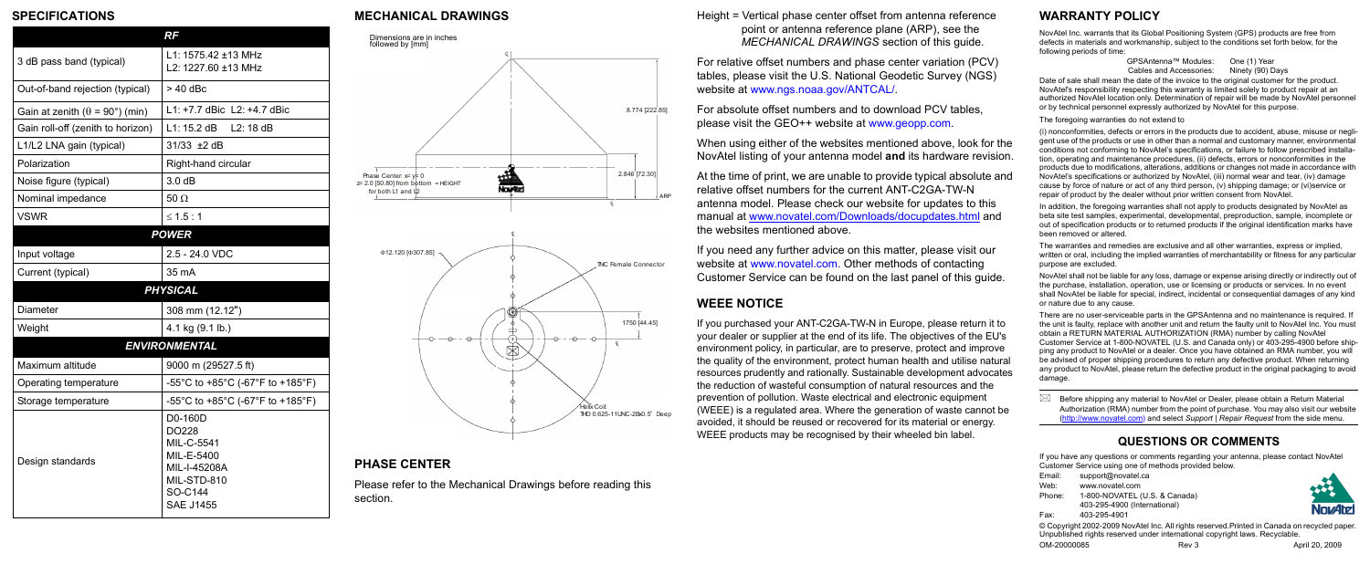## SPECIFICATIONS

| RF | |
|---|---|
| 3 dB pass band (typical) | L1: 1575.42 ±13 MHz<br>L2: 1227.60 ±13 MHz |
| Out-of-band rejection (typical) | > 40 dBc |
| Gain at zenith (θ = 90°) (min) | L1: +7.7 dBic L2: +4.7 dBic |
| Gain roll-off (zenith to horizon) | L1: 15.2 dB L2: 18 dB |
| L1/L2 LNA gain (typical) | 31/33 ±2 dB |
| Polarization | Right-hand circular |
| Noise figure (typical) | 3.0 dB |
| Nominal impedance | 50 Ω |
| VSWR | ≤ 1.5 : 1 |
| **POWER** | |
| Input voltage | 2.5 - 24.0 VDC |
| Current (typical) | 35 mA |
| **PHYSICAL** | |
| Diameter | 308 mm (12.12") |
| Weight | 4.1 kg (9.1 lb.) |
| **ENVIRONMENTAL** | |
| Maximum altitude | 9000 m (29527.5 ft) |
| Operating temperature | -55°C to +85°C (-67°F to +185°F) |
| Storage temperature | -55°C to +85°C (-67°F to +185°F) |
| Design standards | D0-160D<br>DO228<br>MIL-C-5541<br>MIL-E-5400<br>MIL-I-45208A<br>MIL-STD-810<br>SO-C144<br>SAE J1455 |

## MECHANICAL DRAWINGS

Dimensions are in inches followed by [mm]

8.774 [222.85]

2.846 [72.30]

ARP

Phase Center: x= y= 0
z= 2.0 [50.80] from bottom = HEIGHT
for both L1 and L2

Φ12.120 [Φ307.85]

TNC Female Connector

1.750 [44.45]

Heli-Coil
THD 0.625-11UNC-2Bx0.5" Deep

## PHASE CENTER

Please refer to the Mechanical Drawings before reading this section.

Height = Vertical phase center offset from antenna reference point or antenna reference plane (ARP), see the *MECHANICAL DRAWINGS* section of this guide.

For relative offset numbers and phase center variation (PCV) tables, please visit the U.S. National Geodetic Survey (NGS) website at www.ngs.noaa.gov/ANTCAL/.

For absolute offset numbers and to download PCV tables, please visit the GEO++ website at www.geopp.com.

When using either of the websites mentioned above, look for the NovAtel listing of your antenna model **and** its hardware revision.

At the time of print, we are unable to provide typical absolute and relative offset numbers for the current ANT-C2GA-TW-N antenna model. Please check our website for updates to this manual at www.novatel.com/Downloads/docupdates.html and the websites mentioned above.

If you need any further advice on this matter, please visit our website at www.novatel.com. Other methods of contacting Customer Service can be found on the last panel of this guide.

## WEEE NOTICE

If you purchased your ANT-C2GA-TW-N in Europe, please return it to your dealer or supplier at the end of its life. The objectives of the EU's environment policy, in particular, are to preserve, protect and improve the quality of the environment, protect human health and utilise natural resources prudently and rationally. Sustainable development advocates the reduction of wasteful consumption of natural resources and the prevention of pollution. Waste electrical and electronic equipment (WEEE) is a regulated area. Where the generation of waste cannot be avoided, it should be reused or recovered for its material or energy. WEEE products may be recognised by their wheeled bin label.

## WARRANTY POLICY

NovAtel Inc. warrants that its Global Positioning System (GPS) products are free from defects in materials and workmanship, subject to the conditions set forth below, for the following periods of time:

GPSAntenna™ Modules: One (1) Year
Cables and Accessories: Ninety (90) Days

Date of sale shall mean the date of the invoice to the original customer for the product. NovAtel's responsibility respecting this warranty is limited solely to product repair at an authorized NovAtel location only. Determination of repair will be made by NovAtel personnel or by technical personnel expressly authorized by NovAtel for this purpose.

The foregoing warranties do not extend to

(i) nonconformities, defects or errors in the products due to accident, abuse, misuse or negligent use of the products or use in other than a normal and customary manner, environmental conditions not conforming to NovAtel's specifications, or failure to follow prescribed installation, operating and maintenance procedures, (ii) defects, errors or nonconformities in the products due to modifications, alterations, additions or changes not made in accordance with NovAtel's specifications or authorized by NovAtel, (iii) normal wear and tear, (iv) damage cause by force of nature or act of any third person, (v) shipping damage; or (vi)service or repair of product by the dealer without prior written consent from NovAtel.

In addition, the foregoing warranties shall not apply to products designated by NovAtel as beta site test samples, experimental, developmental, preproduction, sample, incomplete or out of specification products or to returned products if the original identification marks have been removed or altered.

The warranties and remedies are exclusive and all other warranties, express or implied, written or oral, including the implied warranties of merchantability or fitness for any particular purpose are excluded.

NovAtel shall not be liable for any loss, damage or expense arising directly or indirectly out of the purchase, installation, operation, use or licensing or products or services. In no event shall NovAtel be liable for special, indirect, incidental or consequential damages of any kind or nature due to any cause.

There are no user-serviceable parts in the GPSAntenna and no maintenance is required. If the unit is faulty, replace with another unit and return the faulty unit to NovAtel Inc. You must obtain a RETURN MATERIAL AUTHORIZATION (RMA) number by calling NovAtel Customer Service at 1-800-NOVATEL (U.S. and Canada only) or 403-295-4900 before shipping any product to NovAtel or a dealer. Once you have obtained an RMA number, you will be advised of proper shipping procedures to return any defective product. When returning any product to NovAtel, please return the defective product in the original packaging to avoid damage.

Before shipping any material to NovAtel or Dealer, please obtain a Return Material Authorization (RMA) number from the point of purchase. You may also visit our website (http://www.novatel.com) and select *Support* | *Repair Request* from the side menu.

## QUESTIONS OR COMMENTS

If you have any questions or comments regarding your antenna, please contact NovAtel Customer Service using one of methods provided below.

Email: support@novatel.ca
Web: www.novatel.com
Phone: 1-800-NOVATEL (U.S. & Canada)
403-295-4900 (International)
Fax: 403-295-4901

© Copyright 2002-2009 NovAtel Inc. All rights reserved.Printed in Canada on recycled paper. Unpublished rights reserved under international copyright laws. Recyclable.

OM-20000085 Rev 3 April 20, 2009